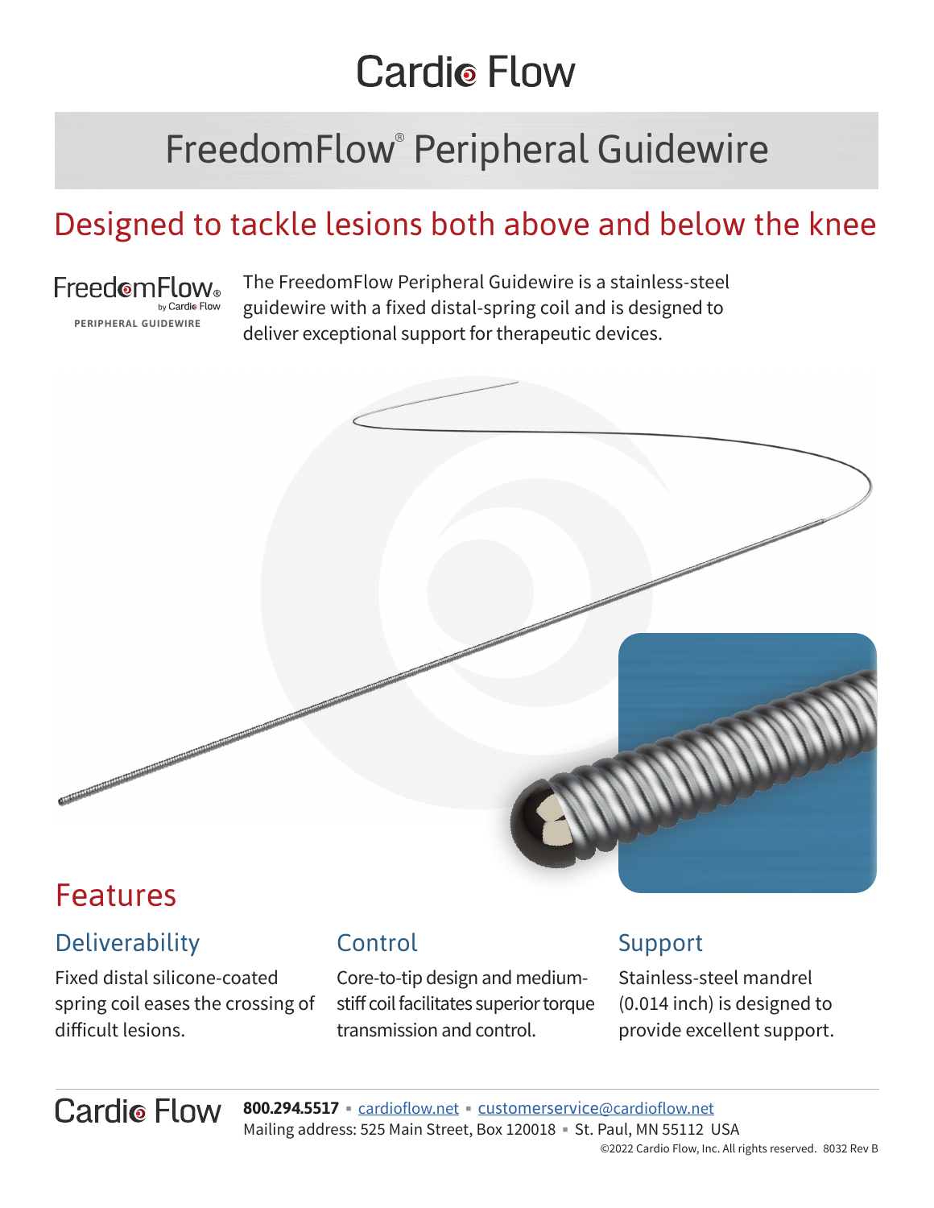# Cardio Flow

## FreedomFlow® Peripheral Guidewire

## Designed to tackle lesions both above and below the knee

FreedomFlow® by Cardio Flow
PERIPHERAL GUIDEWIRE

The FreedomFlow Peripheral Guidewire is a stainless-steel guidewire with a fixed distal-spring coil and is designed to deliver exceptional support for therapeutic devices.

## Features

### Deliverability

Fixed distal silicone-coated spring coil eases the crossing of difficult lesions.

### Control

Core-to-tip design and medium-stiff coil facilitates superior torque transmission and control.

### Support

Stainless-steel mandrel (0.014 inch) is designed to provide excellent support.

Cardio Flow **800.294.5517** ▪ cardioflow.net ▪ customerservice@cardioflow.net
Mailing address: 525 Main Street, Box 120018 ▪ St. Paul, MN 55112 USA
©2022 Cardio Flow, Inc. All rights reserved. 8032 Rev B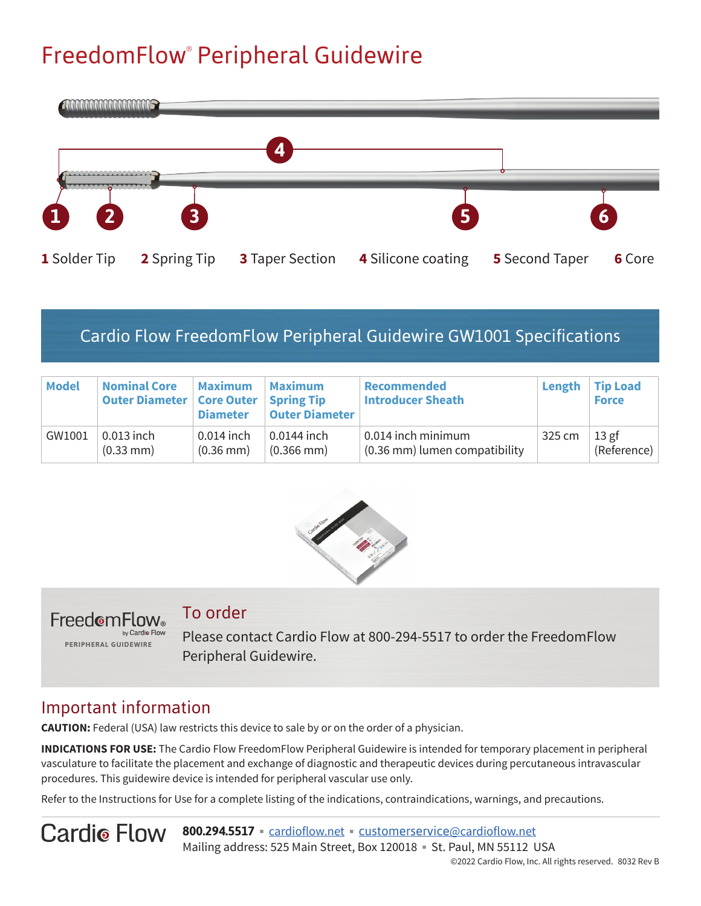# FreedomFlow® Peripheral Guidewire

**1** Solder Tip **2** Spring Tip **3** Taper Section **4** Silicone coating **5** Second Taper **6** Core

## Cardio Flow FreedomFlow Peripheral Guidewire GW1001 Specifications

| Model | Nominal Core Outer Diameter | Maximum Core Outer Diameter | Maximum Spring Tip Outer Diameter | Recommended Introducer Sheath | Length | Tip Load Force |
|---|---|---|---|---|---|---|
| GW1001 | 0.013 inch (0.33 mm) | 0.014 inch (0.36 mm) | 0.0144 inch (0.366 mm) | 0.014 inch minimum (0.36 mm) lumen compatibility | 325 cm | 13 gf (Reference) |

FreedomFlow® by Cardio Flow
PERIPHERAL GUIDEWIRE

## To order

Please contact Cardio Flow at 800-294-5517 to order the FreedomFlow Peripheral Guidewire.

## Important information

**CAUTION:** Federal (USA) law restricts this device to sale by or on the order of a physician.

**INDICATIONS FOR USE:** The Cardio Flow FreedomFlow Peripheral Guidewire is intended for temporary placement in peripheral vasculature to facilitate the placement and exchange of diagnostic and therapeutic devices during percutaneous intravascular procedures. This guidewire device is intended for peripheral vascular use only.

Refer to the Instructions for Use for a complete listing of the indications, contraindications, warnings, and precautions.

Cardio Flow

**800.294.5517** ▪ cardioflow.net ▪ customerservice@cardioflow.net
Mailing address: 525 Main Street, Box 120018 ▪ St. Paul, MN 55112 USA

©2022 Cardio Flow, Inc. All rights reserved. 8032 Rev B